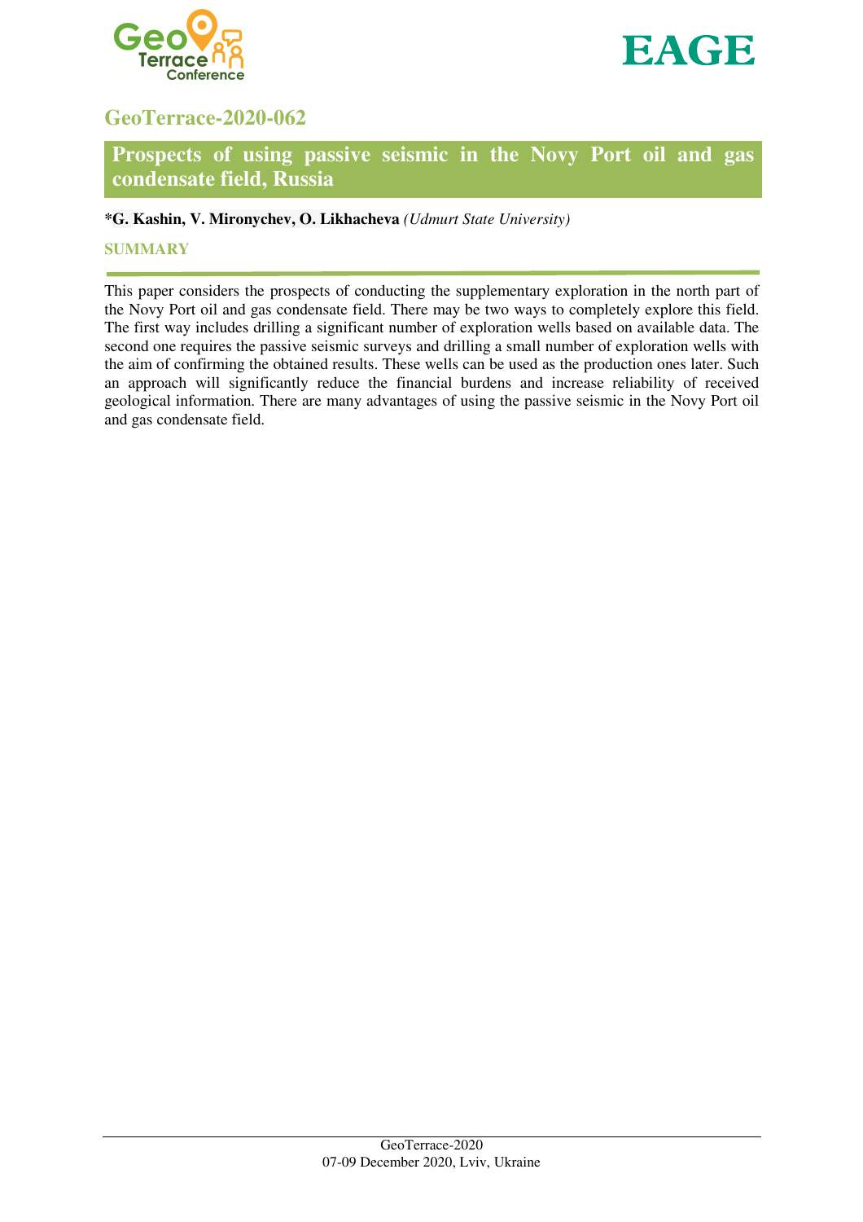## GeoTerrace-2020-062

# Prospects of using passive seismic in the Novy Port oil and gas condensate field, Russia

**\*G. Kashin, V. Mironychev, O. Likhacheva** *(Udmurt State University)*

### SUMMARY

This paper considers the prospects of conducting the supplementary exploration in the north part of the Novy Port oil and gas condensate field. There may be two ways to completely explore this field. The first way includes drilling a significant number of exploration wells based on available data. The second one requires the passive seismic surveys and drilling a small number of exploration wells with the aim of confirming the obtained results. These wells can be used as the production ones later. Such an approach will significantly reduce the financial burdens and increase reliability of received geological information. There are many advantages of using the passive seismic in the Novy Port oil and gas condensate field.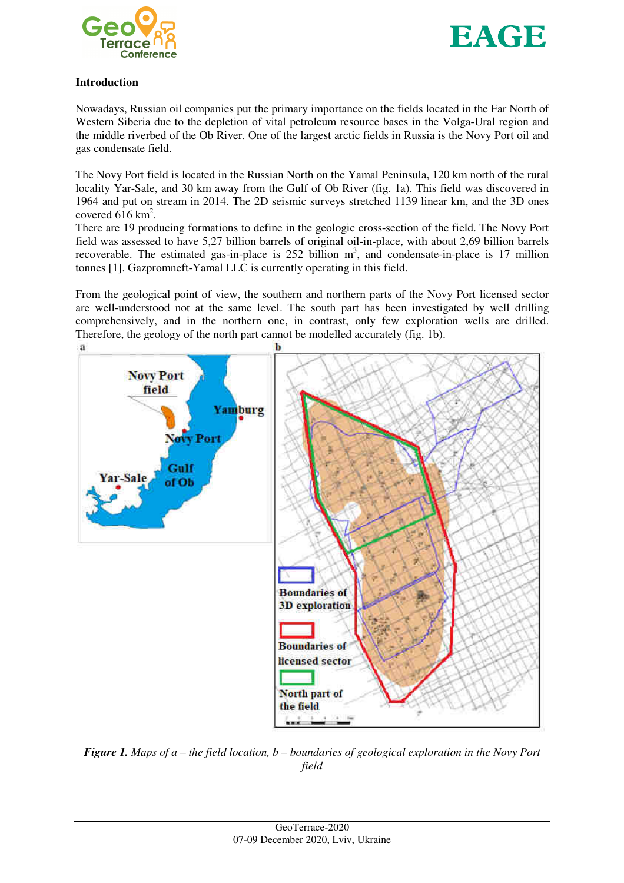## Introduction

Nowadays, Russian oil companies put the primary importance on the fields located in the Far North of Western Siberia due to the depletion of vital petroleum resource bases in the Volga-Ural region and the middle riverbed of the Ob River. One of the largest arctic fields in Russia is the Novy Port oil and gas condensate field.

The Novy Port field is located in the Russian North on the Yamal Peninsula, 120 km north of the rural locality Yar-Sale, and 30 km away from the Gulf of Ob River (fig. 1a). This field was discovered in 1964 and put on stream in 2014. The 2D seismic surveys stretched 1139 linear km, and the 3D ones covered 616 $km^2$.

There are 19 producing formations to define in the geologic cross-section of the field. The Novy Port field was assessed to have 5,27 billion barrels of original oil-in-place, with about 2,69 billion barrels recoverable. The estimated gas-in-place is 252 billion $m^3$, and condensate-in-place is 17 million tonnes [1]. Gazpromneft-Yamal LLC is currently operating in this field.

From the geological point of view, the southern and northern parts of the Novy Port licensed sector are well-understood not at the same level. The south part has been investigated by well drilling comprehensively, and in the northern one, in contrast, only few exploration wells are drilled. Therefore, the geology of the north part cannot be modelled accurately (fig. 1b).

***Figure 1.*** *Maps of a – the field location, b – boundaries of geological exploration in the Novy Port field*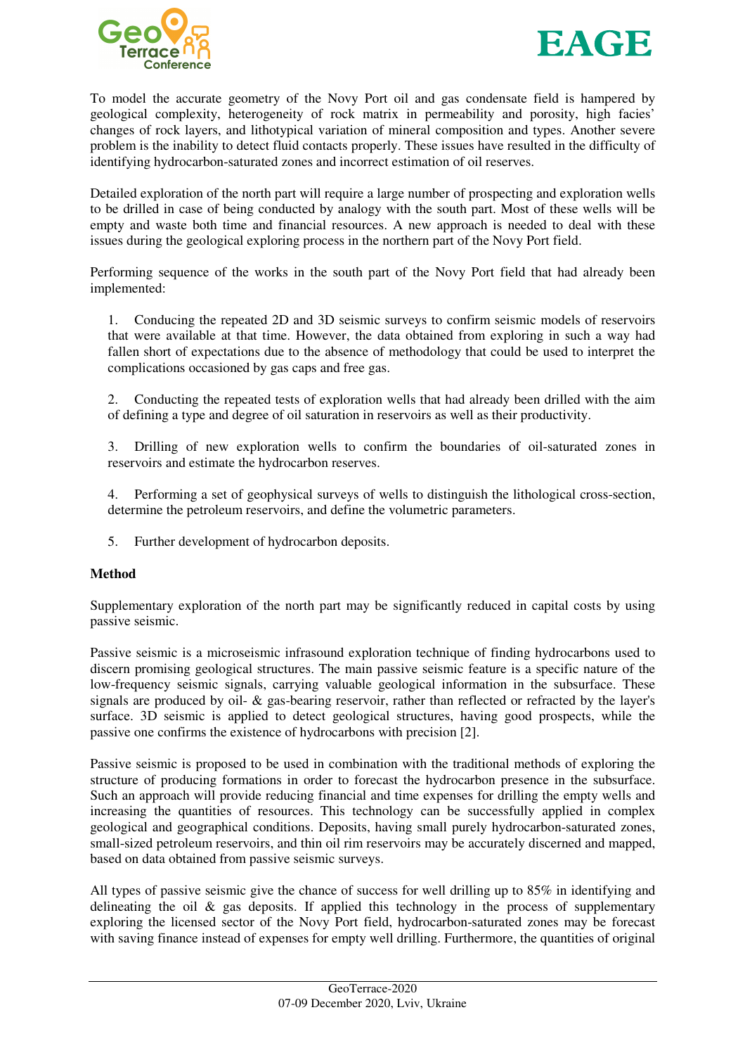To model the accurate geometry of the Novy Port oil and gas condensate field is hampered by geological complexity, heterogeneity of rock matrix in permeability and porosity, high facies' changes of rock layers, and lithotypical variation of mineral composition and types. Another severe problem is the inability to detect fluid contacts properly. These issues have resulted in the difficulty of identifying hydrocarbon-saturated zones and incorrect estimation of oil reserves.

Detailed exploration of the north part will require a large number of prospecting and exploration wells to be drilled in case of being conducted by analogy with the south part. Most of these wells will be empty and waste both time and financial resources. A new approach is needed to deal with these issues during the geological exploring process in the northern part of the Novy Port field.

Performing sequence of the works in the south part of the Novy Port field that had already been implemented:

1. Conducing the repeated 2D and 3D seismic surveys to confirm seismic models of reservoirs that were available at that time. However, the data obtained from exploring in such a way had fallen short of expectations due to the absence of methodology that could be used to interpret the complications occasioned by gas caps and free gas.

2. Conducting the repeated tests of exploration wells that had already been drilled with the aim of defining a type and degree of oil saturation in reservoirs as well as their productivity.

3. Drilling of new exploration wells to confirm the boundaries of oil-saturated zones in reservoirs and estimate the hydrocarbon reserves.

4. Performing a set of geophysical surveys of wells to distinguish the lithological cross-section, determine the petroleum reservoirs, and define the volumetric parameters.

5. Further development of hydrocarbon deposits.

**Method**

Supplementary exploration of the north part may be significantly reduced in capital costs by using passive seismic.

Passive seismic is a microseismic infrasound exploration technique of finding hydrocarbons used to discern promising geological structures. The main passive seismic feature is a specific nature of the low-frequency seismic signals, carrying valuable geological information in the subsurface. These signals are produced by oil- & gas-bearing reservoir, rather than reflected or refracted by the layer's surface. 3D seismic is applied to detect geological structures, having good prospects, while the passive one confirms the existence of hydrocarbons with precision [2].

Passive seismic is proposed to be used in combination with the traditional methods of exploring the structure of producing formations in order to forecast the hydrocarbon presence in the subsurface. Such an approach will provide reducing financial and time expenses for drilling the empty wells and increasing the quantities of resources. This technology can be successfully applied in complex geological and geographical conditions. Deposits, having small purely hydrocarbon-saturated zones, small-sized petroleum reservoirs, and thin oil rim reservoirs may be accurately discerned and mapped, based on data obtained from passive seismic surveys.

All types of passive seismic give the chance of success for well drilling up to 85% in identifying and delineating the oil & gas deposits. If applied this technology in the process of supplementary exploring the licensed sector of the Novy Port field, hydrocarbon-saturated zones may be forecast with saving finance instead of expenses for empty well drilling. Furthermore, the quantities of original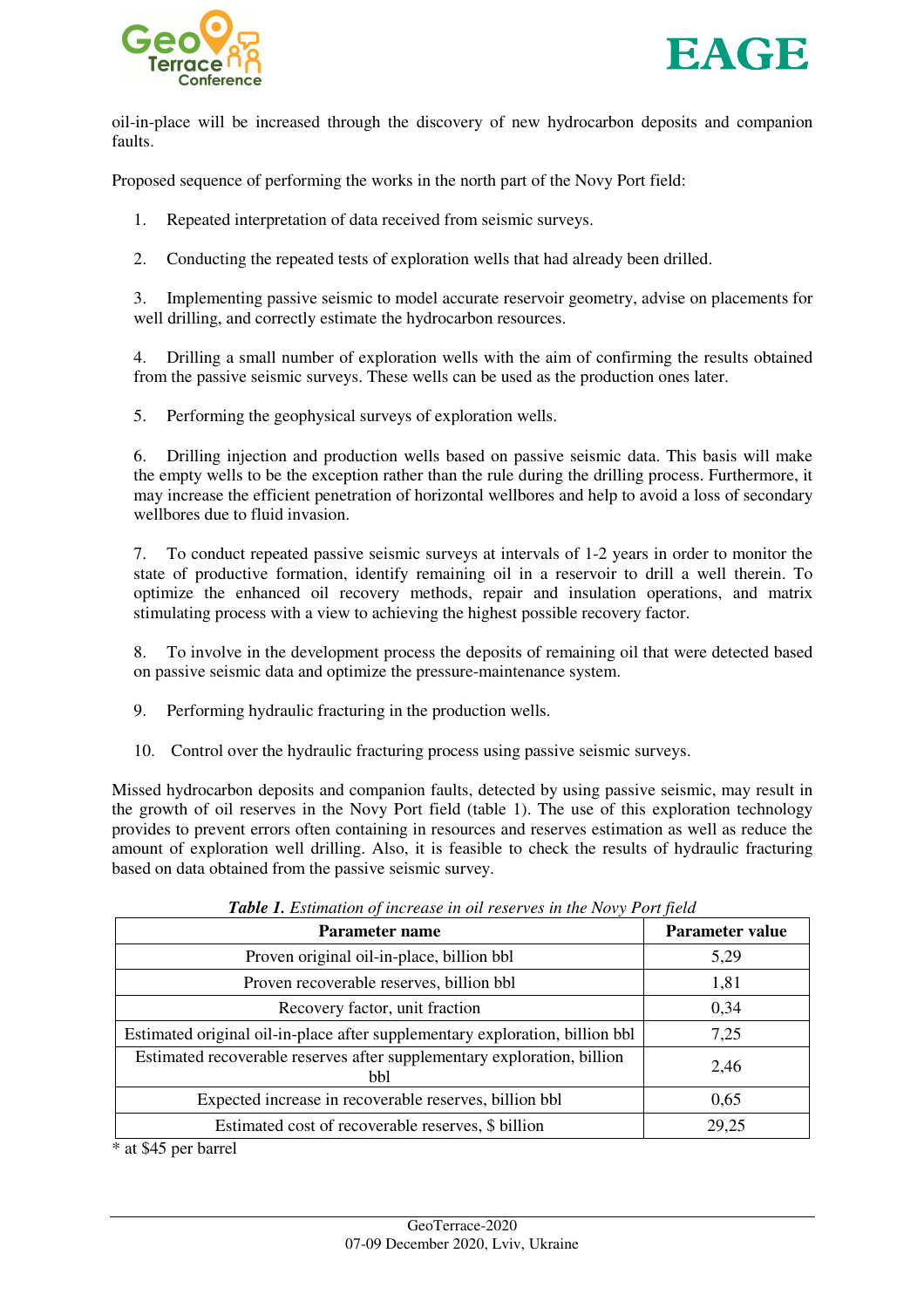oil-in-place will be increased through the discovery of new hydrocarbon deposits and companion faults.

Proposed sequence of performing the works in the north part of the Novy Port field:

1. Repeated interpretation of data received from seismic surveys.

2. Conducting the repeated tests of exploration wells that had already been drilled.

3. Implementing passive seismic to model accurate reservoir geometry, advise on placements for well drilling, and correctly estimate the hydrocarbon resources.

4. Drilling a small number of exploration wells with the aim of confirming the results obtained from the passive seismic surveys. These wells can be used as the production ones later.

5. Performing the geophysical surveys of exploration wells.

6. Drilling injection and production wells based on passive seismic data. This basis will make the empty wells to be the exception rather than the rule during the drilling process. Furthermore, it may increase the efficient penetration of horizontal wellbores and help to avoid a loss of secondary wellbores due to fluid invasion.

7. To conduct repeated passive seismic surveys at intervals of 1-2 years in order to monitor the state of productive formation, identify remaining oil in a reservoir to drill a well therein. To optimize the enhanced oil recovery methods, repair and insulation operations, and matrix stimulating process with a view to achieving the highest possible recovery factor.

8. To involve in the development process the deposits of remaining oil that were detected based on passive seismic data and optimize the pressure-maintenance system.

9. Performing hydraulic fracturing in the production wells.

10. Control over the hydraulic fracturing process using passive seismic surveys.

Missed hydrocarbon deposits and companion faults, detected by using passive seismic, may result in the growth of oil reserves in the Novy Port field (table 1). The use of this exploration technology provides to prevent errors often containing in resources and reserves estimation as well as reduce the amount of exploration well drilling. Also, it is feasible to check the results of hydraulic fracturing based on data obtained from the passive seismic survey.

***Table 1.*** *Estimation of increase in oil reserves in the Novy Port field*

| Parameter name | Parameter value |
|---|---|
| Proven original oil-in-place, billion bbl | 5,29 |
| Proven recoverable reserves, billion bbl | 1,81 |
| Recovery factor, unit fraction | 0,34 |
| Estimated original oil-in-place after supplementary exploration, billion bbl | 7,25 |
| Estimated recoverable reserves after supplementary exploration, billion bbl | 2,46 |
| Expected increase in recoverable reserves, billion bbl | 0,65 |
| Estimated cost of recoverable reserves, $ billion | 29,25 |

* at $45 per barrel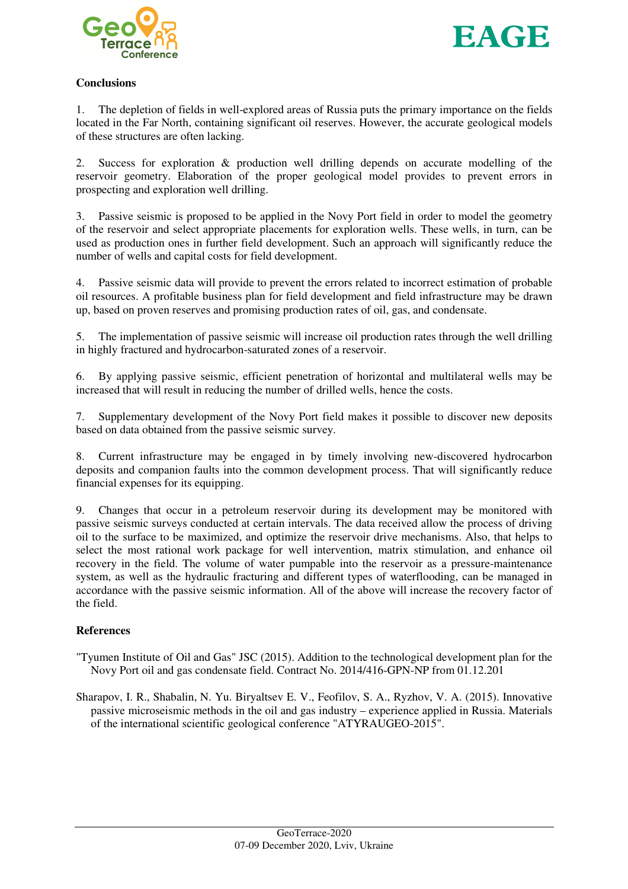**Conclusions**

1. The depletion of fields in well-explored areas of Russia puts the primary importance on the fields located in the Far North, containing significant oil reserves. However, the accurate geological models of these structures are often lacking.

2. Success for exploration & production well drilling depends on accurate modelling of the reservoir geometry. Elaboration of the proper geological model provides to prevent errors in prospecting and exploration well drilling.

3. Passive seismic is proposed to be applied in the Novy Port field in order to model the geometry of the reservoir and select appropriate placements for exploration wells. These wells, in turn, can be used as production ones in further field development. Such an approach will significantly reduce the number of wells and capital costs for field development.

4. Passive seismic data will provide to prevent the errors related to incorrect estimation of probable oil resources. A profitable business plan for field development and field infrastructure may be drawn up, based on proven reserves and promising production rates of oil, gas, and condensate.

5. The implementation of passive seismic will increase oil production rates through the well drilling in highly fractured and hydrocarbon-saturated zones of a reservoir.

6. By applying passive seismic, efficient penetration of horizontal and multilateral wells may be increased that will result in reducing the number of drilled wells, hence the costs.

7. Supplementary development of the Novy Port field makes it possible to discover new deposits based on data obtained from the passive seismic survey.

8. Current infrastructure may be engaged in by timely involving new-discovered hydrocarbon deposits and companion faults into the common development process. That will significantly reduce financial expenses for its equipping.

9. Changes that occur in a petroleum reservoir during its development may be monitored with passive seismic surveys conducted at certain intervals. The data received allow the process of driving oil to the surface to be maximized, and optimize the reservoir drive mechanisms. Also, that helps to select the most rational work package for well intervention, matrix stimulation, and enhance oil recovery in the field. The volume of water pumpable into the reservoir as a pressure-maintenance system, as well as the hydraulic fracturing and different types of waterflooding, can be managed in accordance with the passive seismic information. All of the above will increase the recovery factor of the field.

**References**

"Tyumen Institute of Oil and Gas" JSC (2015). Addition to the technological development plan for the Novy Port oil and gas condensate field. Contract No. 2014/416-GPN-NP from 01.12.201

Sharapov, I. R., Shabalin, N. Yu. Biryaltsev E. V., Feofilov, S. A., Ryzhov, V. A. (2015). Innovative passive microseismic methods in the oil and gas industry – experience applied in Russia. Materials of the international scientific geological conference "ATYRAUGEO-2015".